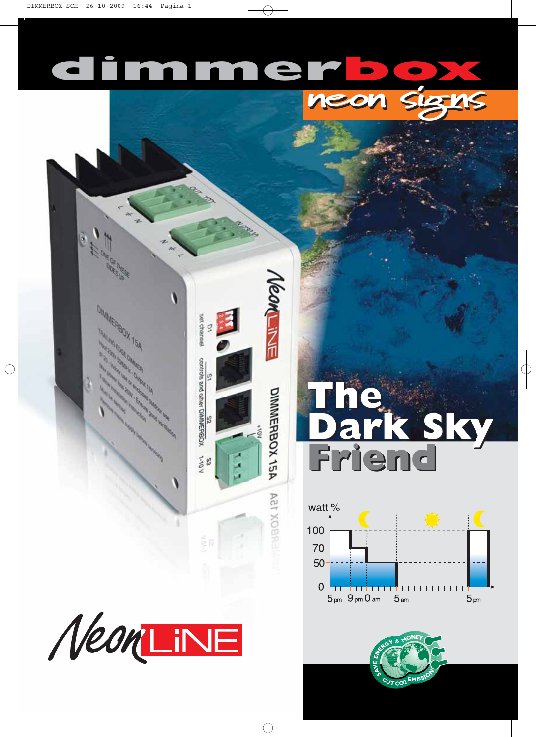# dimmerbox

## neon signs

# The Dark Sky Friend

watt %

100
70
50
0

5 pm 9 pm 0 am 5 am 5 pm

NeonLiNE

SAVE ENERGY & MONEY
CUT $CO_2$ EMISSION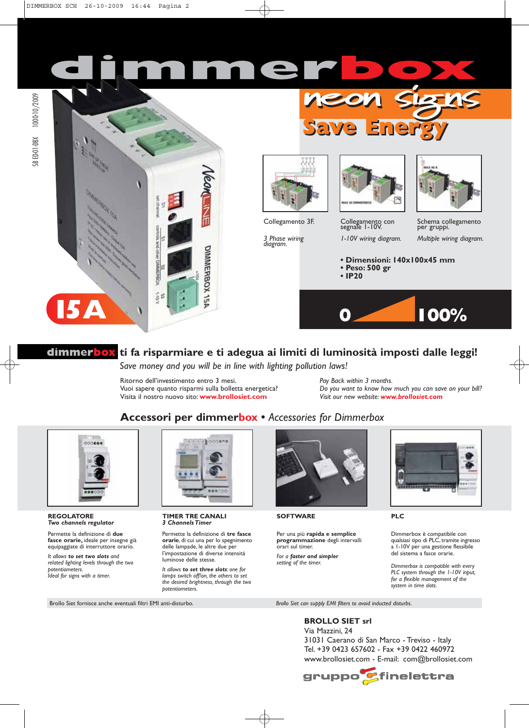# dimmerbox

## neon signs

## Save Energy

Collegamento 3F.

*3 Phase wiring diagram.*

Collegamento con segnale 1-10V.

*1-10V wiring diagram.*

Schema collegamento per gruppi.

*Multiple wiring diagram.*

- **Dimensioni: 140x100x45 mm**
- **Peso: 500 gr**
- **IP20**

15A

0 100%

## dimmerbox ti fa risparmiare e ti adegua ai limiti di luminosità imposti dalle leggi!

*Save money and you will be in line with lighting pollution laws!*

Ritorno dell'investimento entro 3 mesi.
Vuoi sapere quanto risparmi sulla bolletta energetica?
Visita il nostro nuovo sito: **www.brollosiet.com**

*Pay Back within 3 months.*
*Do you want to know how much you can save on your bill?*
*Visit our new website:* ***www.brollosiet.com***

## Accessori per dimmerbox • *Accessories for Dimmerbox*

**REGOLATORE**
***Two channels regulator***

Permette la definizione di **due fasce orarie,** ideale per insegne già equipaggiate di interruttore orario.

*It allows **to set two slots** and related lighting levels through the two potentiometers.*
*Ideal for signs with a timer.*

**TIMER TRE CANALI**
***3 Channels Timer***

Permette la definizione di **tre fasce orarie**, di cui una per lo spegnimento delle lampade, le altre due per l'impostazione di diverse intensità luminose delle stesse.

*It allows **to set three slots**: one for lamps switch off/on, the others to set the desired brightness, through the two potentiometers.*

**SOFTWARE**

Per una più **rapida e semplice programmazione** degli intervalli orari sul timer.

*For a **faster and simpler** setting of the timer.*

**PLC**

Dimmerbox è compatibile con qualsiasi tipo di PLC, tramite ingresso a 1-10V per una gestione flessibile del sistema a fasce orarie.

*Dimmerbox is compatible with every PLC system through the 1-10V input, for a flexible management of the system in time slots.*

Brollo Siet fornisce anche eventuali filtri EMI anti-disturbo.

*Brollo Siet can supply EMI filters to avoid inducted disturbs.*

**BROLLO SIET srl**
Via Mazzini, 24
31031 Caerano di San Marco - Treviso - Italy
Tel. +39 0423 657602 - Fax +39 0422 460972
www.brollosiet.com - E-mail: com@brollosiet.com

gruppo finelettra